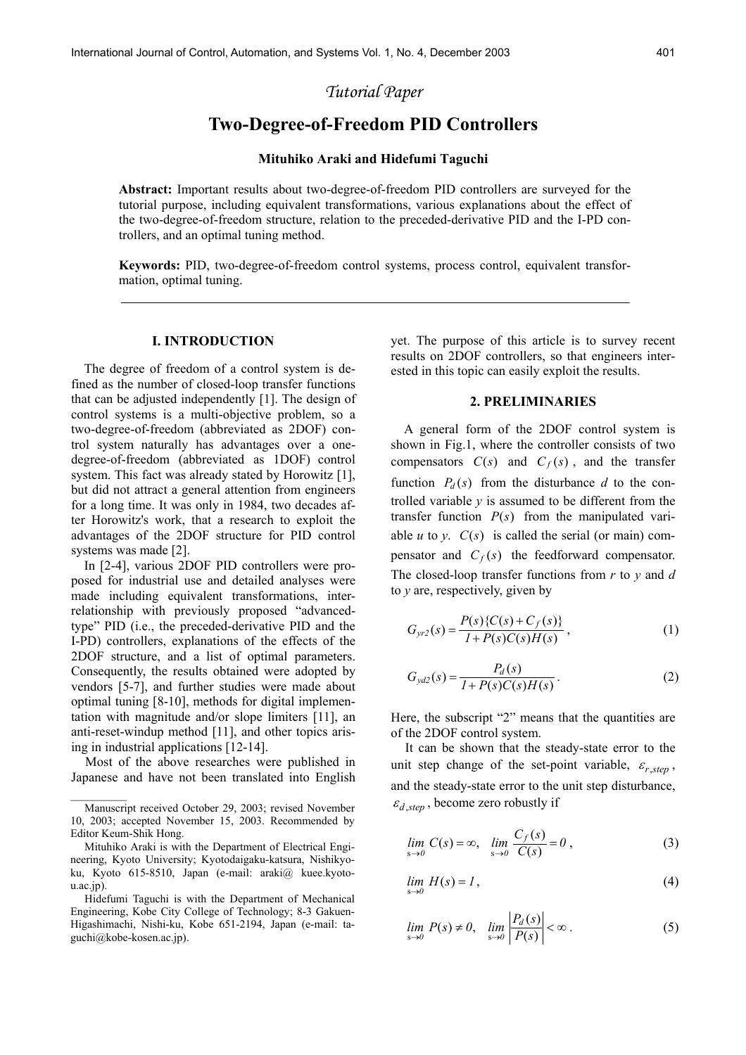*Tutorial Paper*

# Two-Degree-of-Freedom PID Controllers

**Mituhiko Araki and Hidefumi Taguchi**

**Abstract:** Important results about two-degree-of-freedom PID controllers are surveyed for the tutorial purpose, including equivalent transformations, various explanations about the effect of the two-degree-of-freedom structure, relation to the preceded-derivative PID and the I-PD controllers, and an optimal tuning method.

**Keywords:** PID, two-degree-of-freedom control systems, process control, equivalent transformation, optimal tuning.

---

## I. INTRODUCTION

The degree of freedom of a control system is defined as the number of closed-loop transfer functions that can be adjusted independently [1]. The design of control systems is a multi-objective problem, so a two-degree-of-freedom (abbreviated as 2DOF) control system naturally has advantages over a one-degree-of-freedom (abbreviated as 1DOF) control system. This fact was already stated by Horowitz [1], but did not attract a general attention from engineers for a long time. It was only in 1984, two decades after Horowitz's work, that a research to exploit the advantages of the 2DOF structure for PID control systems was made [2].

In [2-4], various 2DOF PID controllers were proposed for industrial use and detailed analyses were made including equivalent transformations, interrelationship with previously proposed "advanced-type" PID (i.e., the preceded-derivative PID and the I-PD) controllers, explanations of the effects of the 2DOF structure, and a list of optimal parameters. Consequently, the results obtained were adopted by vendors [5-7], and further studies were made about optimal tuning [8-10], methods for digital implementation with magnitude and/or slope limiters [11], an anti-reset-windup method [11], and other topics arising in industrial applications [12-14].

Most of the above researches were published in Japanese and have not been translated into English yet. The purpose of this article is to survey recent results on 2DOF controllers, so that engineers interested in this topic can easily exploit the results.

## 2. PRELIMINARIES

A general form of the 2DOF control system is shown in Fig.1, where the controller consists of two compensators $C(s)$ and $C_f(s)$, and the transfer function $P_d(s)$ from the disturbance $d$ to the controlled variable $y$ is assumed to be different from the transfer function $P(s)$ from the manipulated variable $u$ to $y$. $C(s)$ is called the serial (or main) compensator and $C_f(s)$ the feedforward compensator. The closed-loop transfer functions from $r$ to $y$ and $d$ to $y$ are, respectively, given by

$$G_{yr2}(s) = \frac{P(s)\{C(s)+C_f(s)\}}{1+P(s)C(s)H(s)}, \tag{1}$$

$$G_{yd2}(s) = \frac{P_d(s)}{1+P(s)C(s)H(s)}. \tag{2}$$

Here, the subscript "2" means that the quantities are of the 2DOF control system.

It can be shown that the steady-state error to the unit step change of the set-point variable, $\varepsilon_{r,step}$, and the steady-state error to the unit step disturbance, $\varepsilon_{d,step}$, become zero robustly if

$$\lim_{s\to 0} C(s) = \infty, \quad \lim_{s\to 0} \frac{C_f(s)}{C(s)} = 0, \tag{3}$$

$$\lim_{s\to 0} H(s) = 1, \tag{4}$$

$$\lim_{s\to 0} P(s) \neq 0, \quad \lim_{s\to 0} \left|\frac{P_d(s)}{P(s)}\right| < \infty. \tag{5}$$

---

Manuscript received October 29, 2003; revised November 10, 2003; accepted November 15, 2003. Recommended by Editor Keum-Shik Hong.

Mituhiko Araki is with the Department of Electrical Engineering, Kyoto University; Kyotodaigaku-katsura, Nishikyo-ku, Kyoto 615-8510, Japan (e-mail: araki@ kuee.kyoto-u.ac.jp).

Hidefumi Taguchi is with the Department of Mechanical Engineering, Kobe City College of Technology; 8-3 Gakuen-Higashimachi, Nishi-ku, Kobe 651-2194, Japan (e-mail: taguchi@kobe-kosen.ac.jp).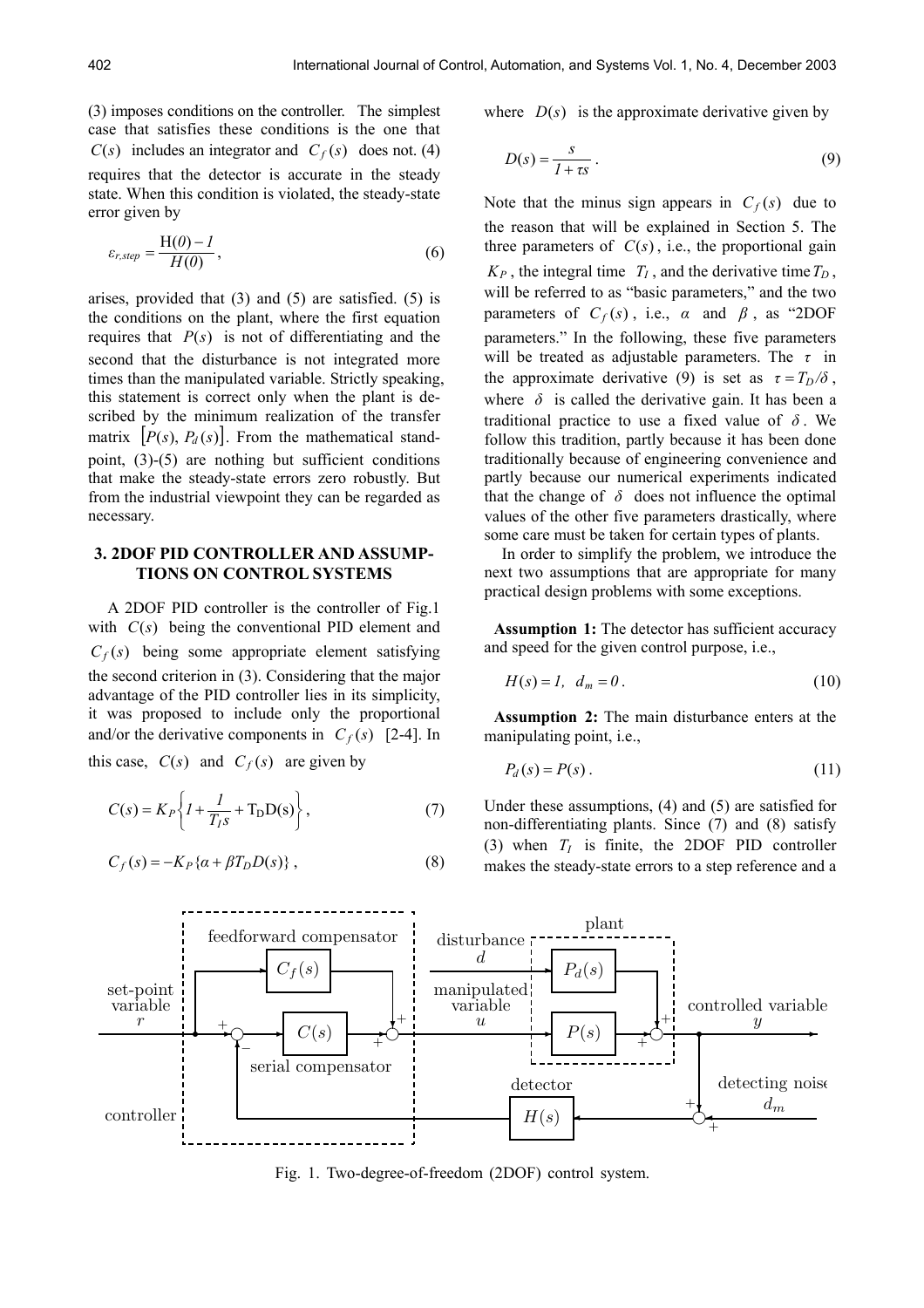(3) imposes conditions on the controller. The simplest case that satisfies these conditions is the one that $C(s)$ includes an integrator and $C_f(s)$ does not. (4) requires that the detector is accurate in the steady state. When this condition is violated, the steady-state error given by

$$\varepsilon_{r,step} = \frac{H(0) - 1}{H(0)}, \tag{6}$$

arises, provided that (3) and (5) are satisfied. (5) is the conditions on the plant, where the first equation requires that $P(s)$ is not of differentiating and the second that the disturbance is not integrated more times than the manipulated variable. Strictly speaking, this statement is correct only when the plant is described by the minimum realization of the transfer matrix $[P(s), P_d(s)]$. From the mathematical standpoint, (3)-(5) are nothing but sufficient conditions that make the steady-state errors zero robustly. But from the industrial viewpoint they can be regarded as necessary.

## 3. 2DOF PID CONTROLLER AND ASSUMPTIONS ON CONTROL SYSTEMS

A 2DOF PID controller is the controller of Fig.1 with $C(s)$ being the conventional PID element and $C_f(s)$ being some appropriate element satisfying the second criterion in (3). Considering that the major advantage of the PID controller lies in its simplicity, it was proposed to include only the proportional and/or the derivative components in $C_f(s)$ [2-4]. In this case, $C(s)$ and $C_f(s)$ are given by

$$C(s) = K_P\left\{1 + \frac{1}{T_I s} + T_D D(s)\right\}, \tag{7}$$

$$C_f(s) = -K_P\{\alpha + \beta T_D D(s)\}, \tag{8}$$

where $D(s)$ is the approximate derivative given by

$$D(s) = \frac{s}{1 + \tau s}. \tag{9}$$

Note that the minus sign appears in $C_f(s)$ due to the reason that will be explained in Section 5. The three parameters of $C(s)$, i.e., the proportional gain $K_P$, the integral time $T_I$, and the derivative time $T_D$, will be referred to as "basic parameters," and the two parameters of $C_f(s)$, i.e., $\alpha$ and $\beta$, as "2DOF parameters." In the following, these five parameters will be treated as adjustable parameters. The $\tau$ in the approximate derivative (9) is set as $\tau = T_D/\delta$, where $\delta$ is called the derivative gain. It has been a traditional practice to use a fixed value of $\delta$. We follow this tradition, partly because it has been done traditionally because of engineering convenience and partly because our numerical experiments indicated that the change of $\delta$ does not influence the optimal values of the other five parameters drastically, where some care must be taken for certain types of plants.

In order to simplify the problem, we introduce the next two assumptions that are appropriate for many practical design problems with some exceptions.

**Assumption 1:** The detector has sufficient accuracy and speed for the given control purpose, i.e.,

$$H(s) = 1, \ d_m = 0. \tag{10}$$

**Assumption 2:** The main disturbance enters at the manipulating point, i.e.,

$$P_d(s) = P(s). \tag{11}$$

Under these assumptions, (4) and (5) are satisfied for non-differentiating plants. Since (7) and (8) satisfy (3) when $T_I$ is finite, the 2DOF PID controller makes the steady-state errors to a step reference and a

Fig. 1. Two-degree-of-freedom (2DOF) control system.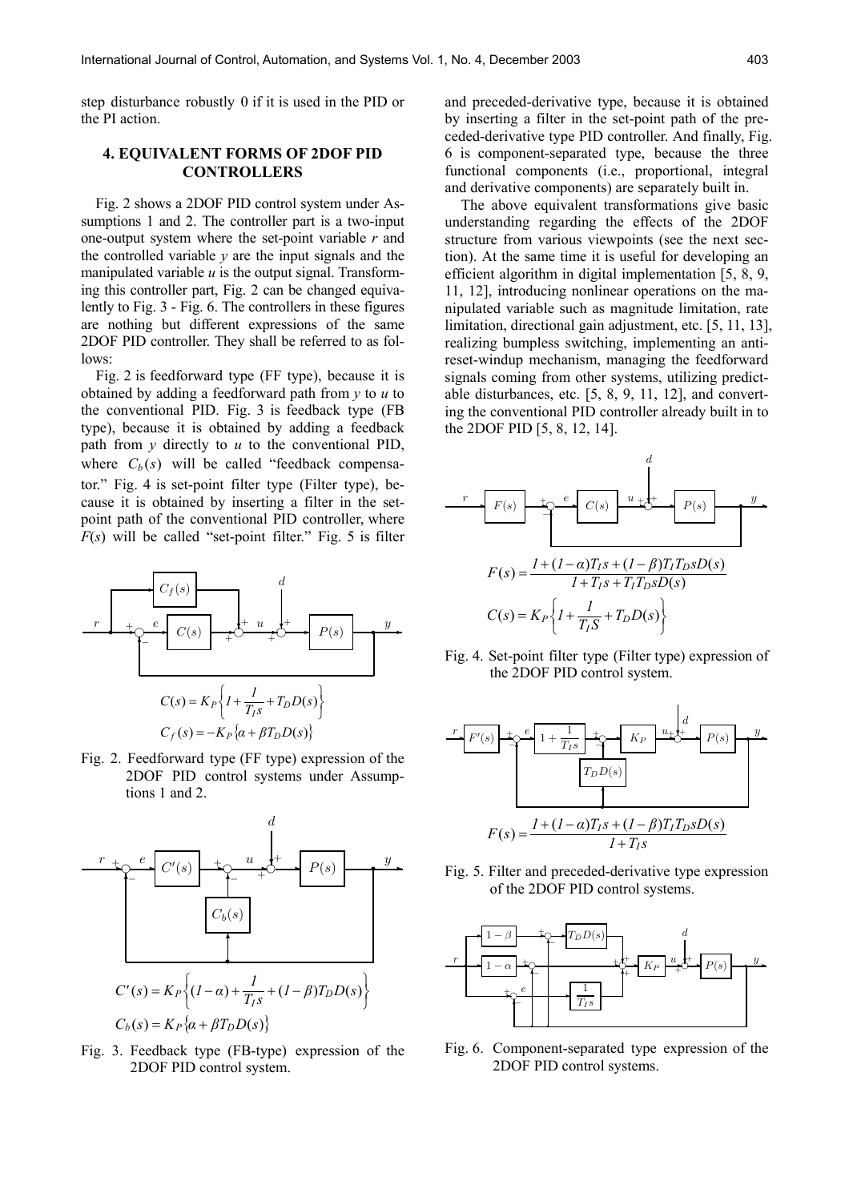step disturbance robustly 0 if it is used in the PID or the PI action.

## 4. EQUIVALENT FORMS OF 2DOF PID CONTROLLERS

Fig. 2 shows a 2DOF PID control system under Assumptions 1 and 2. The controller part is a two-input one-output system where the set-point variable $r$ and the controlled variable $y$ are the input signals and the manipulated variable $u$ is the output signal. Transforming this controller part, Fig. 2 can be changed equivalently to Fig. 3 - Fig. 6. The controllers in these figures are nothing but different expressions of the same 2DOF PID controller. They shall be referred to as follows:

Fig. 2 is feedforward type (FF type), because it is obtained by adding a feedforward path from $y$ to $u$ to the conventional PID. Fig. 3 is feedback type (FB type), because it is obtained by adding a feedback path from $y$ directly to $u$ to the conventional PID, where $C_b(s)$ will be called "feedback compensator." Fig. 4 is set-point filter type (Filter type), because it is obtained by inserting a filter in the set-point path of the conventional PID controller, where $F(s)$ will be called "set-point filter." Fig. 5 is filter and preceded-derivative type, because it is obtained by inserting a filter in the set-point path of the preceded-derivative type PID controller. And finally, Fig. 6 is component-separated type, because the three functional components (i.e., proportional, integral and derivative components) are separately built in.

The above equivalent transformations give basic understanding regarding the effects of the 2DOF structure from various viewpoints (see the next section). At the same time it is useful for developing an efficient algorithm in digital implementation [5, 8, 9, 11, 12], introducing nonlinear operations on the manipulated variable such as magnitude limitation, rate limitation, directional gain adjustment, etc. [5, 11, 13], realizing bumpless switching, implementing an anti-reset-windup mechanism, managing the feedforward signals coming from other systems, utilizing predictable disturbances, etc. [5, 8, 9, 11, 12], and converting the conventional PID controller already built in to the 2DOF PID [5, 8, 12, 14].

$$C(s) = K_P\left\{1 + \frac{1}{T_I s} + T_D D(s)\right\}$$

$$C_f(s) = -K_P\{\alpha + \beta T_D D(s)\}$$

Fig. 2. Feedforward type (FF type) expression of the 2DOF PID control systems under Assumptions 1 and 2.

$$C'(s) = K_P\left\{(1-\alpha) + \frac{1}{T_I s} + (1-\beta)T_D D(s)\right\}$$

$$C_b(s) = K_P\{\alpha + \beta T_D D(s)\}$$

Fig. 3. Feedback type (FB-type) expression of the 2DOF PID control system.

$$F(s) = \frac{1 + (1-\alpha)T_I s + (1-\beta)T_I T_D s D(s)}{1 + T_I s + T_I T_D s D(s)}$$

$$C(s) = K_P\left\{1 + \frac{1}{T_I S} + T_D D(s)\right\}$$

Fig. 4. Set-point filter type (Filter type) expression of the 2DOF PID control system.

$$F(s) = \frac{1 + (1-\alpha)T_I s + (1-\beta)T_I T_D s D(s)}{1 + T_I s}$$

Fig. 5. Filter and preceded-derivative type expression of the 2DOF PID control systems.

Fig. 6. Component-separated type expression of the 2DOF PID control systems.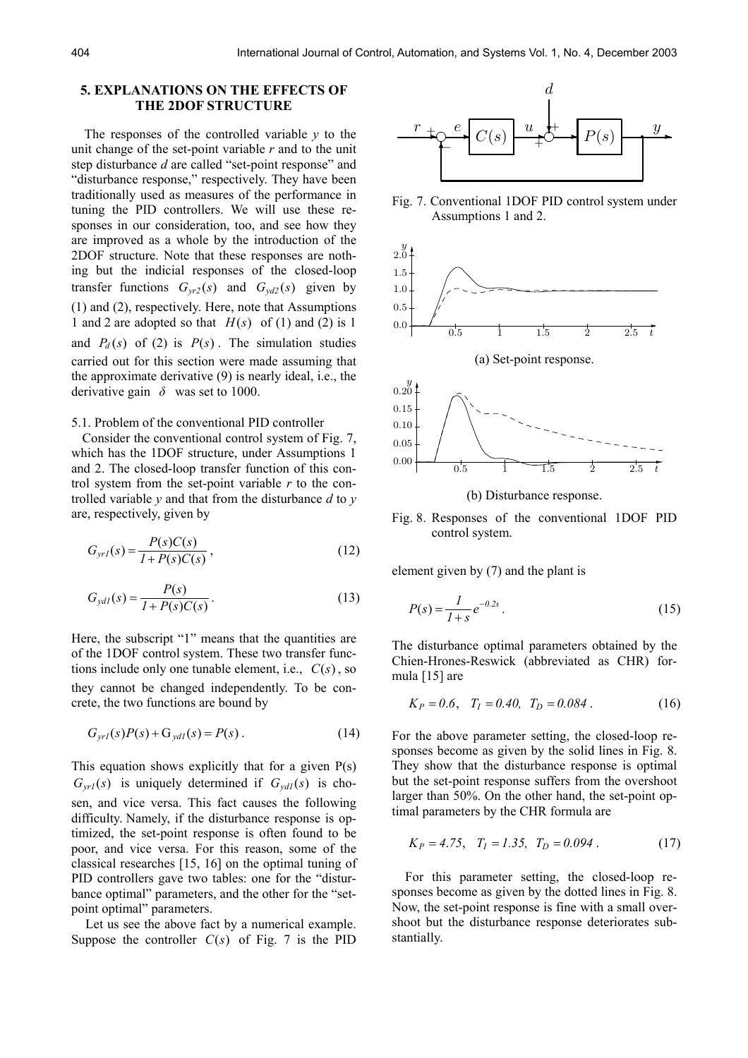## 5. EXPLANATIONS ON THE EFFECTS OF THE 2DOF STRUCTURE

The responses of the controlled variable $y$ to the unit change of the set-point variable $r$ and to the unit step disturbance $d$ are called "set-point response" and "disturbance response," respectively. They have been traditionally used as measures of the performance in tuning the PID controllers. We will use these responses in our consideration, too, and see how they are improved as a whole by the introduction of the 2DOF structure. Note that these responses are nothing but the indicial responses of the closed-loop transfer functions $G_{yr2}(s)$ and $G_{yd2}(s)$ given by (1) and (2), respectively. Here, note that Assumptions 1 and 2 are adopted so that $H(s)$ of (1) and (2) is 1 and $P_d(s)$ of (2) is $P(s)$. The simulation studies carried out for this section were made assuming that the approximate derivative (9) is nearly ideal, i.e., the derivative gain $\delta$ was set to 1000.

### 5.1. Problem of the conventional PID controller

Consider the conventional control system of Fig. 7, which has the 1DOF structure, under Assumptions 1 and 2. The closed-loop transfer function of this control system from the set-point variable $r$ to the controlled variable $y$ and that from the disturbance $d$ to $y$ are, respectively, given by

$$G_{yr1}(s) = \frac{P(s)C(s)}{1+P(s)C(s)}, \tag{12}$$

$$G_{yd1}(s) = \frac{P(s)}{1+P(s)C(s)}. \tag{13}$$

Here, the subscript "1" means that the quantities are of the 1DOF control system. These two transfer functions include only one tunable element, i.e., $C(s)$, so they cannot be changed independently. To be concrete, the two functions are bound by

$$G_{yr1}(s)P(s) + G_{yd1}(s) = P(s). \tag{14}$$

This equation shows explicitly that for a given P(s) $G_{yr1}(s)$ is uniquely determined if $G_{yd1}(s)$ is chosen, and vice versa. This fact causes the following difficulty. Namely, if the disturbance response is optimized, the set-point response is often found to be poor, and vice versa. For this reason, some of the classical researches [15, 16] on the optimal tuning of PID controllers gave two tables: one for the "disturbance optimal" parameters, and the other for the "set-point optimal" parameters.

Let us see the above fact by a numerical example. Suppose the controller $C(s)$ of Fig. 7 is the PID element given by (7) and the plant is

$$P(s) = \frac{1}{1+s}e^{-0.2s}. \tag{15}$$

The disturbance optimal parameters obtained by the Chien-Hrones-Reswick (abbreviated as CHR) formula [15] are

$$K_P = 0.6, \quad T_I = 0.40, \;\; T_D = 0.084. \tag{16}$$

For the above parameter setting, the closed-loop responses become as given by the solid lines in Fig. 8. They show that the disturbance response is optimal but the set-point response suffers from the overshoot larger than 50%. On the other hand, the set-point optimal parameters by the CHR formula are

$$K_P = 4.75, \quad T_I = 1.35, \;\; T_D = 0.094. \tag{17}$$

For this parameter setting, the closed-loop responses become as given by the dotted lines in Fig. 8. Now, the set-point response is fine with a small overshoot but the disturbance response deteriorates substantially.

Fig. 7. Conventional 1DOF PID control system under Assumptions 1 and 2.

(a) Set-point response.

(b) Disturbance response.

Fig. 8. Responses of the conventional 1DOF PID control system.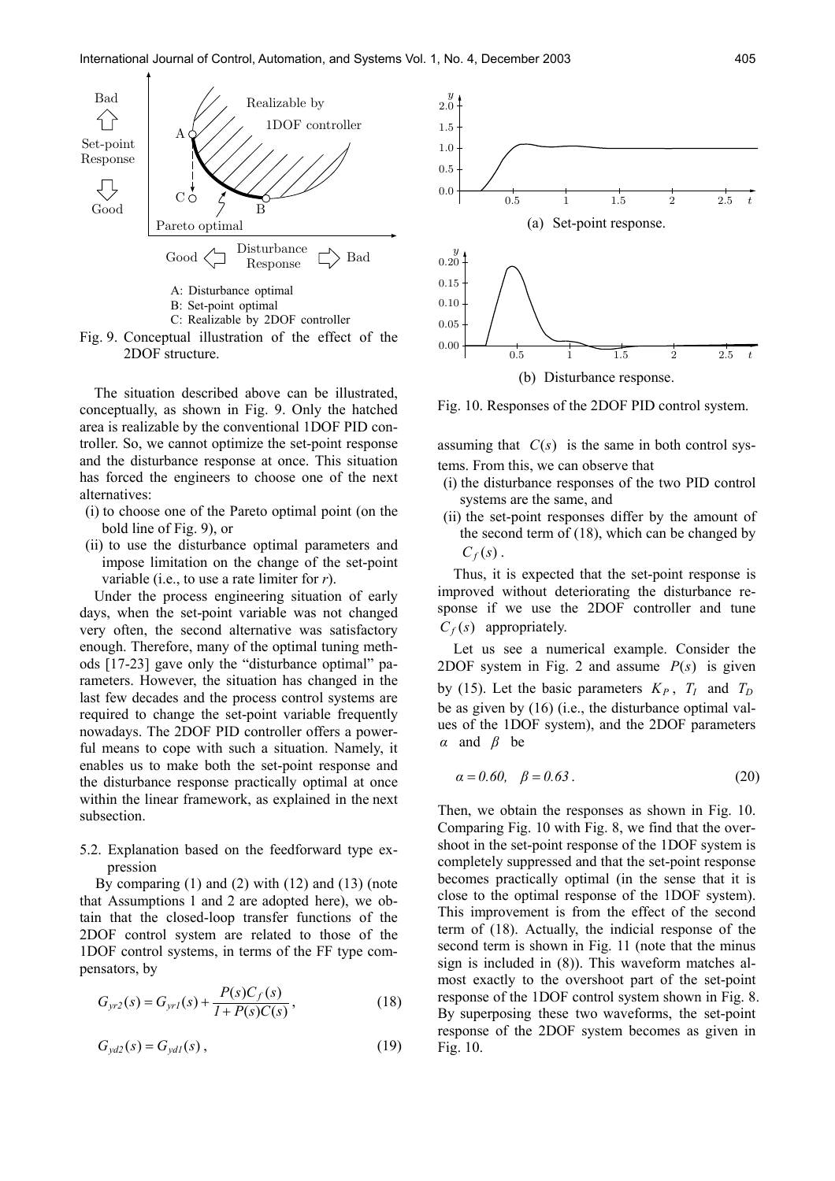Fig. 9. Conceptual illustration of the effect of the 2DOF structure.

The situation described above can be illustrated, conceptually, as shown in Fig. 9. Only the hatched area is realizable by the conventional 1DOF PID controller. So, we cannot optimize the set-point response and the disturbance response at once. This situation has forced the engineers to choose one of the next alternatives:

(i) to choose one of the Pareto optimal point (on the bold line of Fig. 9), or

(ii) to use the disturbance optimal parameters and impose limitation on the change of the set-point variable (i.e., to use a rate limiter for $r$).

Under the process engineering situation of early days, when the set-point variable was not changed very often, the second alternative was satisfactory enough. Therefore, many of the optimal tuning methods [17-23] gave only the "disturbance optimal" parameters. However, the situation has changed in the last few decades and the process control systems are required to change the set-point variable frequently nowadays. The 2DOF PID controller offers a powerful means to cope with such a situation. Namely, it enables us to make both the set-point response and the disturbance response practically optimal at once within the linear framework, as explained in the next subsection.

### 5.2. Explanation based on the feedforward type expression

By comparing (1) and (2) with (12) and (13) (note that Assumptions 1 and 2 are adopted here), we obtain that the closed-loop transfer functions of the 2DOF control system are related to those of the 1DOF control systems, in terms of the FF type compensators, by

$$G_{yr2}(s) = G_{yr1}(s) + \frac{P(s)C_f(s)}{1 + P(s)C(s)}, \tag{18}$$

$$G_{yd2}(s) = G_{yd1}(s), \tag{19}$$

assuming that $C(s)$ is the same in both control systems. From this, we can observe that

(i) the disturbance responses of the two PID control systems are the same, and

(ii) the set-point responses differ by the amount of the second term of (18), which can be changed by $C_f(s)$.

Thus, it is expected that the set-point response is improved without deteriorating the disturbance response if we use the 2DOF controller and tune $C_f(s)$ appropriately.

Let us see a numerical example. Consider the 2DOF system in Fig. 2 and assume $P(s)$ is given by (15). Let the basic parameters $K_P$, $T_I$ and $T_D$ be as given by (16) (i.e., the disturbance optimal values of the 1DOF system), and the 2DOF parameters $\alpha$ and $\beta$ be

$$\alpha = 0.60, \quad \beta = 0.63. \tag{20}$$

Then, we obtain the responses as shown in Fig. 10. Comparing Fig. 10 with Fig. 8, we find that the overshoot in the set-point response of the 1DOF system is completely suppressed and that the set-point response becomes practically optimal (in the sense that it is close to the optimal response of the 1DOF system). This improvement is from the effect of the second term of (18). Actually, the indicial response of the second term is shown in Fig. 11 (note that the minus sign is included in (8)). This waveform matches almost exactly to the overshoot part of the set-point response of the 1DOF control system shown in Fig. 8. By superposing these two waveforms, the set-point response of the 2DOF system becomes as given in Fig. 10.

(a) Set-point response.

(b) Disturbance response.

Fig. 10. Responses of the 2DOF PID control system.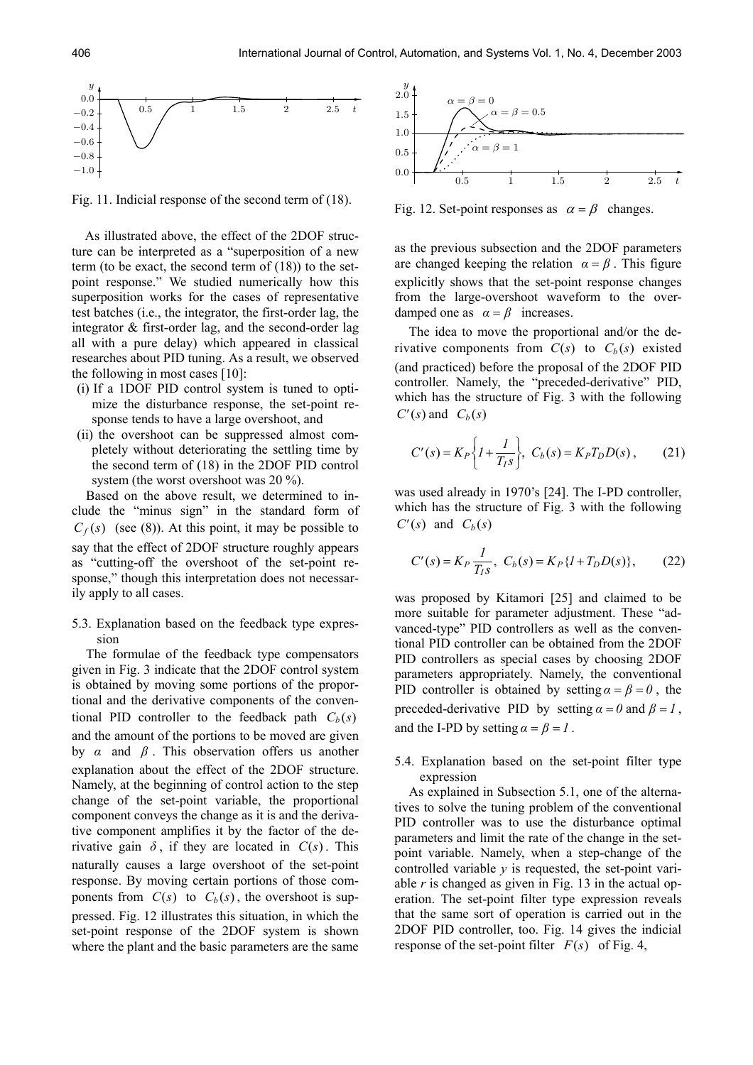Fig. 11. Indicial response of the second term of (18).

As illustrated above, the effect of the 2DOF structure can be interpreted as a "superposition of a new term (to be exact, the second term of (18)) to the set-point response." We studied numerically how this superposition works for the cases of representative test batches (i.e., the integrator, the first-order lag, the integrator & first-order lag, and the second-order lag all with a pure delay) which appeared in classical researches about PID tuning. As a result, we observed the following in most cases [10]:

(i) If a 1DOF PID control system is tuned to optimize the disturbance response, the set-point response tends to have a large overshoot, and
(ii) the overshoot can be suppressed almost completely without deteriorating the settling time by the second term of (18) in the 2DOF PID control system (the worst overshoot was 20 %).

Based on the above result, we determined to include the "minus sign" in the standard form of $C_f(s)$ (see (8)). At this point, it may be possible to say that the effect of 2DOF structure roughly appears as "cutting-off the overshoot of the set-point response," though this interpretation does not necessarily apply to all cases.

### 5.3. Explanation based on the feedback type expression

The formulae of the feedback type compensators given in Fig. 3 indicate that the 2DOF control system is obtained by moving some portions of the proportional and the derivative components of the conventional PID controller to the feedback path $C_b(s)$ and the amount of the portions to be moved are given by $\alpha$ and $\beta$. This observation offers us another explanation about the effect of the 2DOF structure. Namely, at the beginning of control action to the step change of the set-point variable, the proportional component conveys the change as it is and the derivative component amplifies it by the factor of the derivative gain $\delta$, if they are located in $C(s)$. This naturally causes a large overshoot of the set-point response. By moving certain portions of those components from $C(s)$ to $C_b(s)$, the overshoot is suppressed. Fig. 12 illustrates this situation, in which the set-point response of the 2DOF system is shown where the plant and the basic parameters are the same as the previous subsection and the 2DOF parameters are changed keeping the relation $\alpha = \beta$. This figure explicitly shows that the set-point response changes from the large-overshoot waveform to the over-damped one as $\alpha = \beta$ increases.

Fig. 12. Set-point responses as $\alpha = \beta$ changes.

The idea to move the proportional and/or the derivative components from $C(s)$ to $C_b(s)$ existed (and practiced) before the proposal of the 2DOF PID controller. Namely, the "preceded-derivative" PID, which has the structure of Fig. 3 with the following $C'(s)$ and $C_b(s)$

$$C'(s) = K_P\left\{1 + \frac{1}{T_I s}\right\},\ C_b(s) = K_P T_D D(s), \tag{21}$$

was used already in 1970's [24]. The I-PD controller, which has the structure of Fig. 3 with the following $C'(s)$ and $C_b(s)$

$$C'(s) = K_P\frac{1}{T_I s},\ C_b(s) = K_P\{1 + T_D D(s)\}, \tag{22}$$

was proposed by Kitamori [25] and claimed to be more suitable for parameter adjustment. These "advanced-type" PID controllers as well as the conventional PID controller can be obtained from the 2DOF PID controllers as special cases by choosing 2DOF parameters appropriately. Namely, the conventional PID controller is obtained by setting $\alpha = \beta = 0$, the preceded-derivative PID by setting $\alpha = 0$ and $\beta = 1$, and the I-PD by setting $\alpha = \beta = 1$.

### 5.4. Explanation based on the set-point filter type expression

As explained in Subsection 5.1, one of the alternatives to solve the tuning problem of the conventional PID controller was to use the disturbance optimal parameters and limit the rate of the change in the set-point variable. Namely, when a step-change of the controlled variable $y$ is requested, the set-point variable $r$ is changed as given in Fig. 13 in the actual operation. The set-point filter type expression reveals that the same sort of operation is carried out in the 2DOF PID controller, too. Fig. 14 gives the indicial response of the set-point filter $F(s)$ of Fig. 4,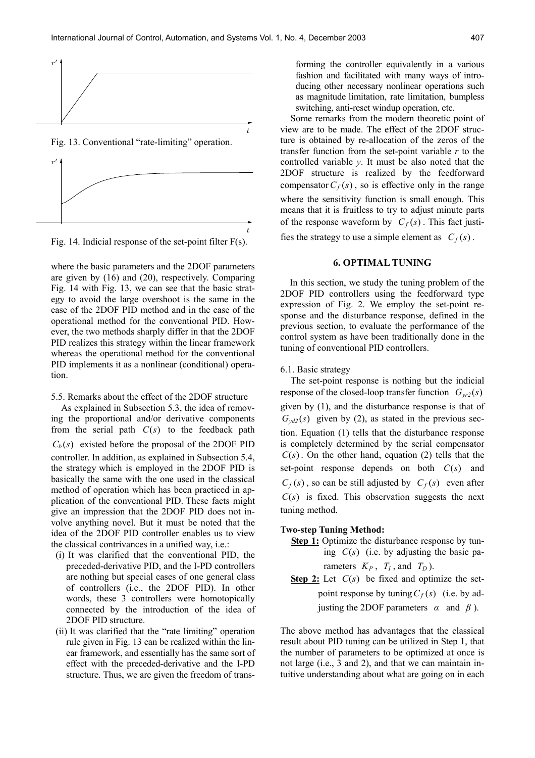Fig. 13. Conventional "rate-limiting" operation.

Fig. 14. Indicial response of the set-point filter F(s).

where the basic parameters and the 2DOF parameters are given by (16) and (20), respectively. Comparing Fig. 14 with Fig. 13, we can see that the basic strategy to avoid the large overshoot is the same in the case of the 2DOF PID method and in the case of the operational method for the conventional PID. However, the two methods sharply differ in that the 2DOF PID realizes this strategy within the linear framework whereas the operational method for the conventional PID implements it as a nonlinear (conditional) operation.

### 5.5. Remarks about the effect of the 2DOF structure

As explained in Subsection 5.3, the idea of removing the proportional and/or derivative components from the serial path $C(s)$ to the feedback path $C_b(s)$ existed before the proposal of the 2DOF PID controller. In addition, as explained in Subsection 5.4, the strategy which is employed in the 2DOF PID is basically the same with the one used in the classical method of operation which has been practiced in application of the conventional PID. These facts might give an impression that the 2DOF PID does not involve anything novel. But it must be noted that the idea of the 2DOF PID controller enables us to view the classical contrivances in a unified way, i.e.:

(i) It was clarified that the conventional PID, the preceded-derivative PID, and the I-PD controllers are nothing but special cases of one general class of controllers (i.e., the 2DOF PID). In other words, these 3 controllers were homotopically connected by the introduction of the idea of 2DOF PID structure.

(ii) It was clarified that the "rate limiting" operation rule given in Fig. 13 can be realized within the linear framework, and essentially has the same sort of effect with the preceded-derivative and the I-PD structure. Thus, we are given the freedom of transforming the controller equivalently in a various fashion and facilitated with many ways of introducing other necessary nonlinear operations such as magnitude limitation, rate limitation, bumpless switching, anti-reset windup operation, etc.

Some remarks from the modern theoretic point of view are to be made. The effect of the 2DOF structure is obtained by re-allocation of the zeros of the transfer function from the set-point variable $r$ to the controlled variable $y$. It must be also noted that the 2DOF structure is realized by the feedforward compensator $C_f(s)$, so is effective only in the range where the sensitivity function is small enough. This means that it is fruitless to try to adjust minute parts of the response waveform by $C_f(s)$. This fact justifies the strategy to use a simple element as $C_f(s)$.

## 6. OPTIMAL TUNING

In this section, we study the tuning problem of the 2DOF PID controllers using the feedforward type expression of Fig. 2. We employ the set-point response and the disturbance response, defined in the previous section, to evaluate the performance of the control system as have been traditionally done in the tuning of conventional PID controllers.

### 6.1. Basic strategy

The set-point response is nothing but the indicial response of the closed-loop transfer function $G_{yr2}(s)$ given by (1), and the disturbance response is that of $G_{yd2}(s)$ given by (2), as stated in the previous section. Equation (1) tells that the disturbance response is completely determined by the serial compensator $C(s)$. On the other hand, equation (2) tells that the set-point response depends on both $C(s)$ and $C_f(s)$, so can be still adjusted by $C_f(s)$ even after $C(s)$ is fixed. This observation suggests the next tuning method.

**Two-step Tuning Method:**

**Step 1:** Optimize the disturbance response by tuning $C(s)$ (i.e. by adjusting the basic parameters $K_P$, $T_I$, and $T_D$).

**Step 2:** Let $C(s)$ be fixed and optimize the set-point response by tuning $C_f(s)$ (i.e. by adjusting the 2DOF parameters $\alpha$ and $\beta$).

The above method has advantages that the classical result about PID tuning can be utilized in Step 1, that the number of parameters to be optimized at once is not large (i.e., 3 and 2), and that we can maintain intuitive understanding about what are going on in each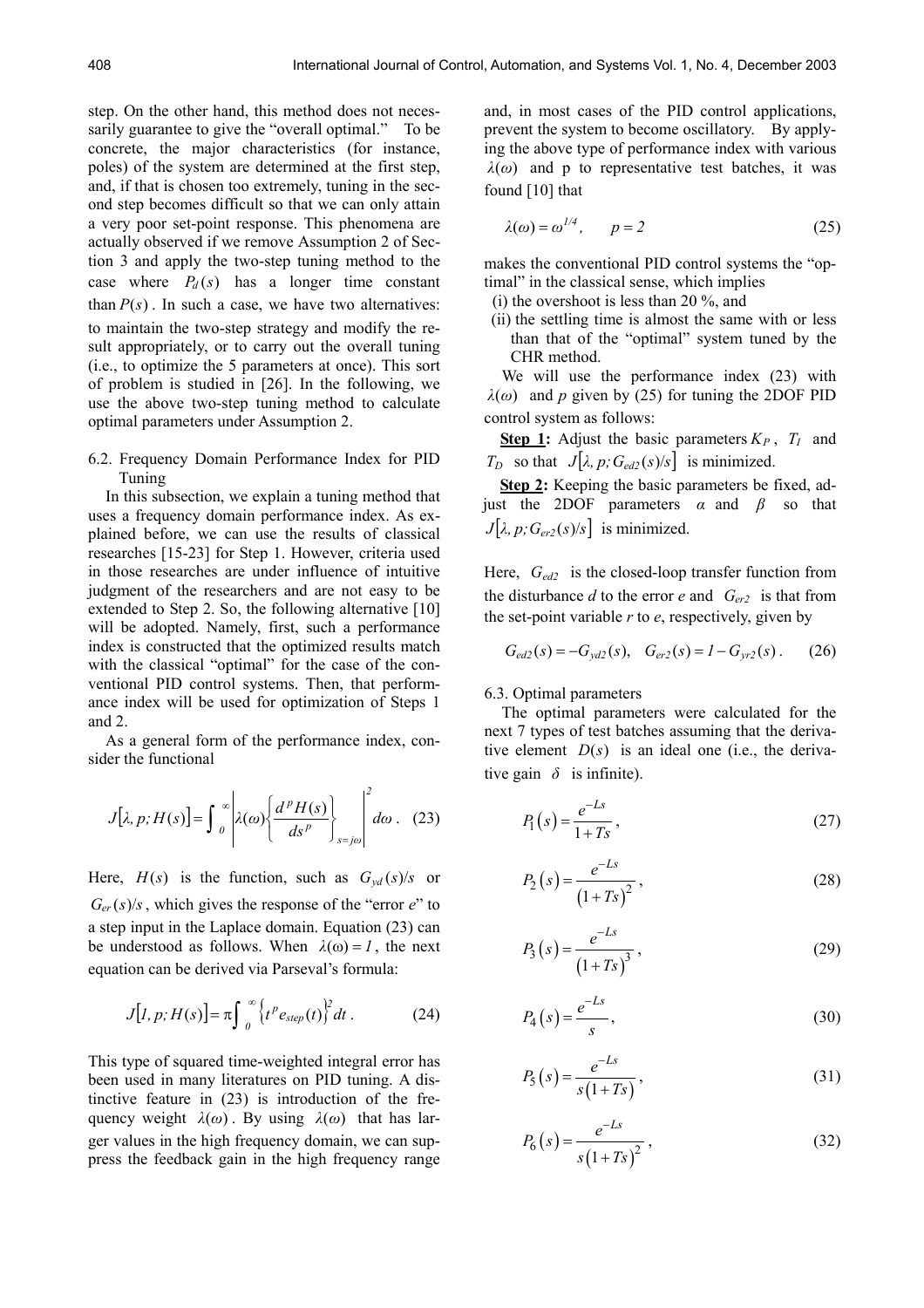step. On the other hand, this method does not necessarily guarantee to give the "overall optimal." To be concrete, the major characteristics (for instance, poles) of the system are determined at the first step, and, if that is chosen too extremely, tuning in the second step becomes difficult so that we can only attain a very poor set-point response. This phenomena are actually observed if we remove Assumption 2 of Section 3 and apply the two-step tuning method to the case where $P_d(s)$ has a longer time constant than $P(s)$. In such a case, we have two alternatives: to maintain the two-step strategy and modify the result appropriately, or to carry out the overall tuning (i.e., to optimize the 5 parameters at once). This sort of problem is studied in [26]. In the following, we use the above two-step tuning method to calculate optimal parameters under Assumption 2.

### 6.2. Frequency Domain Performance Index for PID Tuning

In this subsection, we explain a tuning method that uses a frequency domain performance index. As explained before, we can use the results of classical researches [15-23] for Step 1. However, criteria used in those researches are under influence of intuitive judgment of the researchers and are not easy to be extended to Step 2. So, the following alternative [10] will be adopted. Namely, first, such a performance index is constructed that the optimized results match with the classical "optimal" for the case of the conventional PID control systems. Then, that performance index will be used for optimization of Steps 1 and 2.

As a general form of the performance index, consider the functional

$$J[\lambda, p; H(s)] = \int_0^\infty \left| \lambda(\omega) \left\{ \frac{d^p H(s)}{ds^p} \right\}_{s=j\omega} \right|^2 d\omega . \quad (23)$$

Here, $H(s)$ is the function, such as $G_{yd}(s)/s$ or $G_{er}(s)/s$, which gives the response of the "error $e$" to a step input in the Laplace domain. Equation (23) can be understood as follows. When $\lambda(\omega) = 1$, the next equation can be derived via Parseval's formula:

$$J[1, p; H(s)] = \pi \int_0^\infty \left\{ t^p e_{step}(t) \right\}^2 dt . \quad (24)$$

This type of squared time-weighted integral error has been used in many literatures on PID tuning. A distinctive feature in (23) is introduction of the frequency weight $\lambda(\omega)$. By using $\lambda(\omega)$ that has larger values in the high frequency domain, we can suppress the feedback gain in the high frequency range and, in most cases of the PID control applications, prevent the system to become oscillatory. By applying the above type of performance index with various $\lambda(\omega)$ and p to representative test batches, it was found [10] that

$$\lambda(\omega) = \omega^{1/4}, \qquad p = 2 \quad (25)$$

makes the conventional PID control systems the "optimal" in the classical sense, which implies

(i) the overshoot is less than 20 %, and

(ii) the settling time is almost the same with or less than that of the "optimal" system tuned by the CHR method.

We will use the performance index (23) with $\lambda(\omega)$ and $p$ given by (25) for tuning the 2DOF PID control system as follows:

**Step 1:** Adjust the basic parameters $K_P$, $T_I$ and $T_D$ so that $J[\lambda, p; G_{ed2}(s)/s]$ is minimized.

**Step 2:** Keeping the basic parameters be fixed, adjust the 2DOF parameters $\alpha$ and $\beta$ so that $J[\lambda, p; G_{er2}(s)/s]$ is minimized.

Here, $G_{ed2}$ is the closed-loop transfer function from the disturbance $d$ to the error $e$ and $G_{er2}$ is that from the set-point variable $r$ to $e$, respectively, given by

$$G_{ed2}(s) = -G_{yd2}(s), \quad G_{er2}(s) = 1 - G_{yr2}(s) . \quad (26)$$

### 6.3. Optimal parameters

The optimal parameters were calculated for the next 7 types of test batches assuming that the derivative element $D(s)$ is an ideal one (i.e., the derivative gain $\delta$ is infinite).

$$P_1(s) = \frac{e^{-Ls}}{1+Ts}, \quad (27)$$

$$P_2(s) = \frac{e^{-Ls}}{(1+Ts)^2}, \quad (28)$$

$$P_3(s) = \frac{e^{-Ls}}{(1+Ts)^3}, \quad (29)$$

$$P_4(s) = \frac{e^{-Ls}}{s}, \quad (30)$$

$$P_5(s) = \frac{e^{-Ls}}{s(1+Ts)}, \quad (31)$$

$$P_6(s) = \frac{e^{-Ls}}{s(1+Ts)^2}, \quad (32)$$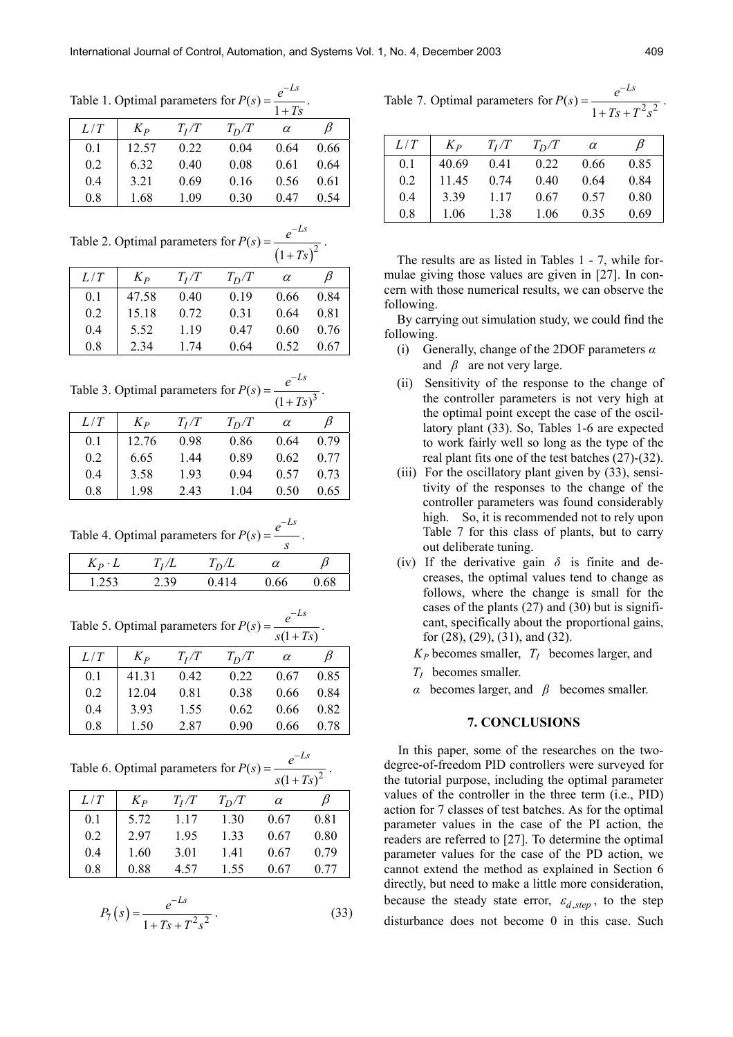Table 1. Optimal parameters for $P(s) = \frac{e^{-Ls}}{1+Ts}$.

| $L/T$ | $K_P$ | $T_I/T$ | $T_D/T$ | $\alpha$ | $\beta$ |
|---|---|---|---|---|---|
| 0.1 | 12.57 | 0.22 | 0.04 | 0.64 | 0.66 |
| 0.2 | 6.32 | 0.40 | 0.08 | 0.61 | 0.64 |
| 0.4 | 3.21 | 0.69 | 0.16 | 0.56 | 0.61 |
| 0.8 | 1.68 | 1.09 | 0.30 | 0.47 | 0.54 |

Table 2. Optimal parameters for $P(s) = \frac{e^{-Ls}}{(1+Ts)^2}$.

| $L/T$ | $K_P$ | $T_I/T$ | $T_D/T$ | $\alpha$ | $\beta$ |
|---|---|---|---|---|---|
| 0.1 | 47.58 | 0.40 | 0.19 | 0.66 | 0.84 |
| 0.2 | 15.18 | 0.72 | 0.31 | 0.64 | 0.81 |
| 0.4 | 5.52 | 1.19 | 0.47 | 0.60 | 0.76 |
| 0.8 | 2.34 | 1.74 | 0.64 | 0.52 | 0.67 |

Table 3. Optimal parameters for $P(s) = \frac{e^{-Ls}}{(1+Ts)^3}$.

| $L/T$ | $K_P$ | $T_I/T$ | $T_D/T$ | $\alpha$ | $\beta$ |
|---|---|---|---|---|---|
| 0.1 | 12.76 | 0.98 | 0.86 | 0.64 | 0.79 |
| 0.2 | 6.65 | 1.44 | 0.89 | 0.62 | 0.77 |
| 0.4 | 3.58 | 1.93 | 0.94 | 0.57 | 0.73 |
| 0.8 | 1.98 | 2.43 | 1.04 | 0.50 | 0.65 |

Table 4. Optimal parameters for $P(s) = \frac{e^{-Ls}}{s}$.

| $K_P \cdot L$ | $T_I/L$ | $T_D/L$ | $\alpha$ | $\beta$ |
|---|---|---|---|---|
| 1.253 | 2.39 | 0.414 | 0.66 | 0.68 |

Table 5. Optimal parameters for $P(s) = \frac{e^{-Ls}}{s(1+Ts)}$.

| $L/T$ | $K_P$ | $T_I/T$ | $T_D/T$ | $\alpha$ | $\beta$ |
|---|---|---|---|---|---|
| 0.1 | 41.31 | 0.42 | 0.22 | 0.67 | 0.85 |
| 0.2 | 12.04 | 0.81 | 0.38 | 0.66 | 0.84 |
| 0.4 | 3.93 | 1.55 | 0.62 | 0.66 | 0.82 |
| 0.8 | 1.50 | 2.87 | 0.90 | 0.66 | 0.78 |

Table 6. Optimal parameters for $P(s) = \frac{e^{-Ls}}{s(1+Ts)^2}$.

| $L/T$ | $K_P$ | $T_I/T$ | $T_D/T$ | $\alpha$ | $\beta$ |
|---|---|---|---|---|---|
| 0.1 | 5.72 | 1.17 | 1.30 | 0.67 | 0.81 |
| 0.2 | 2.97 | 1.95 | 1.33 | 0.67 | 0.80 |
| 0.4 | 1.60 | 3.01 | 1.41 | 0.67 | 0.79 |
| 0.8 | 0.88 | 4.57 | 1.55 | 0.67 | 0.77 |

$$P_7(s) = \frac{e^{-Ls}}{1+Ts+T^2s^2}. \tag{33}$$

Table 7. Optimal parameters for $P(s) = \frac{e^{-Ls}}{1+Ts+T^2s^2}$.

| $L/T$ | $K_P$ | $T_I/T$ | $T_D/T$ | $\alpha$ | $\beta$ |
|---|---|---|---|---|---|
| 0.1 | 40.69 | 0.41 | 0.22 | 0.66 | 0.85 |
| 0.2 | 11.45 | 0.74 | 0.40 | 0.64 | 0.84 |
| 0.4 | 3.39 | 1.17 | 0.67 | 0.57 | 0.80 |
| 0.8 | 1.06 | 1.38 | 1.06 | 0.35 | 0.69 |

The results are as listed in Tables 1 - 7, while formulae giving those values are given in [27]. In concern with those numerical results, we can observe the following.

By carrying out simulation study, we could find the following.

(i) Generally, change of the 2DOF parameters $\alpha$ and $\beta$ are not very large.

(ii) Sensitivity of the response to the change of the controller parameters is not very high at the optimal point except the case of the oscillatory plant (33). So, Tables 1-6 are expected to work fairly well so long as the type of the real plant fits one of the test batches (27)-(32).

(iii) For the oscillatory plant given by (33), sensitivity of the responses to the change of the controller parameters was found considerably high. So, it is recommended not to rely upon Table 7 for this class of plants, but to carry out deliberate tuning.

(iv) If the derivative gain $\delta$ is finite and decreases, the optimal values tend to change as follows, where the change is small for the cases of the plants (27) and (30) but is significant, specifically about the proportional gains, for (28), (29), (31), and (32).

$K_P$ becomes smaller, $T_I$ becomes larger, and

$T_I$ becomes smaller.

$\alpha$ becomes larger, and $\beta$ becomes smaller.

## 7. CONCLUSIONS

In this paper, some of the researches on the two-degree-of-freedom PID controllers were surveyed for the tutorial purpose, including the optimal parameter values of the controller in the three term (i.e., PID) action for 7 classes of test batches. As for the optimal parameter values in the case of the PI action, the readers are referred to [27]. To determine the optimal parameter values for the case of the PD action, we cannot extend the method as explained in Section 6 directly, but need to make a little more consideration, because the steady state error, $\varepsilon_{d,step}$, to the step disturbance does not become 0 in this case. Such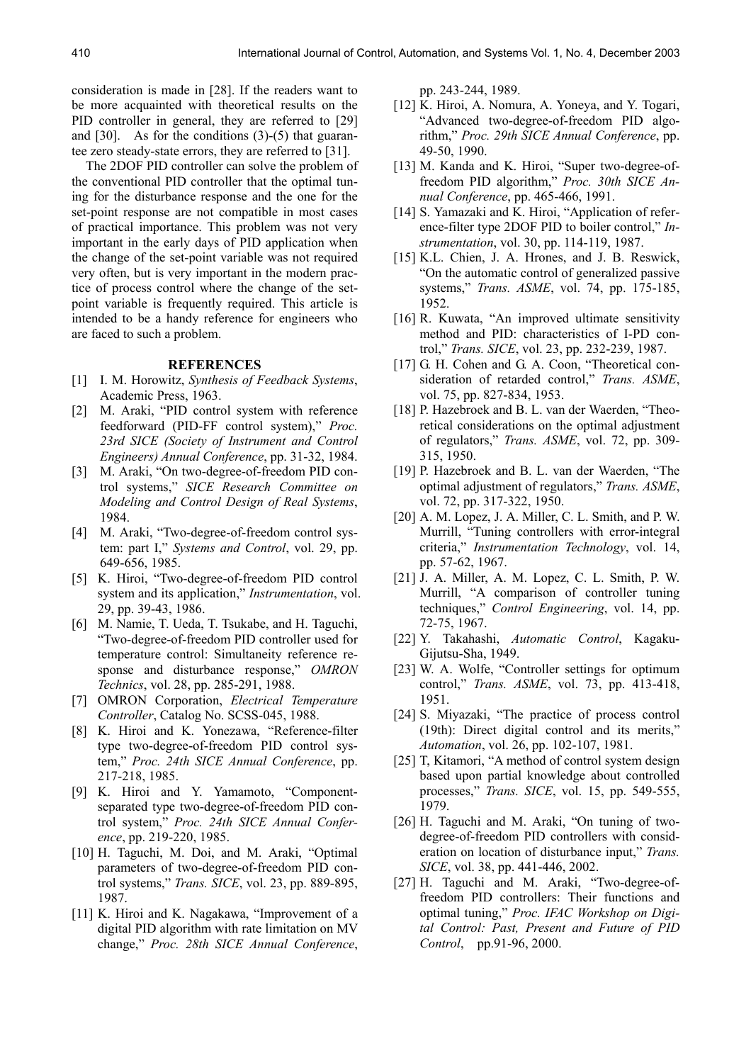consideration is made in [28]. If the readers want to be more acquainted with theoretical results on the PID controller in general, they are referred to [29] and [30]. As for the conditions (3)-(5) that guarantee zero steady-state errors, they are referred to [31].

The 2DOF PID controller can solve the problem of the conventional PID controller that the optimal tuning for the disturbance response and the one for the set-point response are not compatible in most cases of practical importance. This problem was not very important in the early days of PID application when the change of the set-point variable was not required very often, but is very important in the modern practice of process control where the change of the set-point variable is frequently required. This article is intended to be a handy reference for engineers who are faced to such a problem.

## REFERENCES

[1] I. M. Horowitz, *Synthesis of Feedback Systems*, Academic Press, 1963.

[2] M. Araki, "PID control system with reference feedforward (PID-FF control system)," *Proc. 23rd SICE (Society of Instrument and Control Engineers) Annual Conference*, pp. 31-32, 1984.

[3] M. Araki, "On two-degree-of-freedom PID control systems," *SICE Research Committee on Modeling and Control Design of Real Systems*, 1984.

[4] M. Araki, "Two-degree-of-freedom control system: part I," *Systems and Control*, vol. 29, pp. 649-656, 1985.

[5] K. Hiroi, "Two-degree-of-freedom PID control system and its application," *Instrumentation*, vol. 29, pp. 39-43, 1986.

[6] M. Namie, T. Ueda, T. Tsukabe, and H. Taguchi, "Two-degree-of-freedom PID controller used for temperature control: Simultaneity reference response and disturbance response," *OMRON Technics*, vol. 28, pp. 285-291, 1988.

[7] OMRON Corporation, *Electrical Temperature Controller*, Catalog No. SCSS-045, 1988.

[8] K. Hiroi and K. Yonezawa, "Reference-filter type two-degree-of-freedom PID control system," *Proc. 24th SICE Annual Conference*, pp. 217-218, 1985.

[9] K. Hiroi and Y. Yamamoto, "Component-separated type two-degree-of-freedom PID control system," *Proc. 24th SICE Annual Conference*, pp. 219-220, 1985.

[10] H. Taguchi, M. Doi, and M. Araki, "Optimal parameters of two-degree-of-freedom PID control systems," *Trans. SICE*, vol. 23, pp. 889-895, 1987.

[11] K. Hiroi and K. Nagakawa, "Improvement of a digital PID algorithm with rate limitation on MV change," *Proc. 28th SICE Annual Conference*, pp. 243-244, 1989.

[12] K. Hiroi, A. Nomura, A. Yoneya, and Y. Togari, "Advanced two-degree-of-freedom PID algorithm," *Proc. 29th SICE Annual Conference*, pp. 49-50, 1990.

[13] M. Kanda and K. Hiroi, "Super two-degree-of-freedom PID algorithm," *Proc. 30th SICE Annual Conference*, pp. 465-466, 1991.

[14] S. Yamazaki and K. Hiroi, "Application of reference-filter type 2DOF PID to boiler control," *Instrumentation*, vol. 30, pp. 114-119, 1987.

[15] K.L. Chien, J. A. Hrones, and J. B. Reswick, "On the automatic control of generalized passive systems," *Trans. ASME*, vol. 74, pp. 175-185, 1952.

[16] R. Kuwata, "An improved ultimate sensitivity method and PID: characteristics of I-PD control," *Trans. SICE*, vol. 23, pp. 232-239, 1987.

[17] G. H. Cohen and G. A. Coon, "Theoretical consideration of retarded control," *Trans. ASME*, vol. 75, pp. 827-834, 1953.

[18] P. Hazebroek and B. L. van der Waerden, "Theoretical considerations on the optimal adjustment of regulators," *Trans. ASME*, vol. 72, pp. 309-315, 1950.

[19] P. Hazebroek and B. L. van der Waerden, "The optimal adjustment of regulators," *Trans. ASME*, vol. 72, pp. 317-322, 1950.

[20] A. M. Lopez, J. A. Miller, C. L. Smith, and P. W. Murrill, "Tuning controllers with error-integral criteria," *Instrumentation Technology*, vol. 14, pp. 57-62, 1967.

[21] J. A. Miller, A. M. Lopez, C. L. Smith, P. W. Murrill, "A comparison of controller tuning techniques," *Control Engineering*, vol. 14, pp. 72-75, 1967.

[22] Y. Takahashi, *Automatic Control*, Kagaku-Gijutsu-Sha, 1949.

[23] W. A. Wolfe, "Controller settings for optimum control," *Trans. ASME*, vol. 73, pp. 413-418, 1951.

[24] S. Miyazaki, "The practice of process control (19th): Direct digital control and its merits," *Automation*, vol. 26, pp. 102-107, 1981.

[25] T, Kitamori, "A method of control system design based upon partial knowledge about controlled processes," *Trans. SICE*, vol. 15, pp. 549-555, 1979.

[26] H. Taguchi and M. Araki, "On tuning of two-degree-of-freedom PID controllers with consideration on location of disturbance input," *Trans. SICE*, vol. 38, pp. 441-446, 2002.

[27] H. Taguchi and M. Araki, "Two-degree-of-freedom PID controllers: Their functions and optimal tuning," *Proc. IFAC Workshop on Digital Control: Past, Present and Future of PID Control*, pp.91-96, 2000.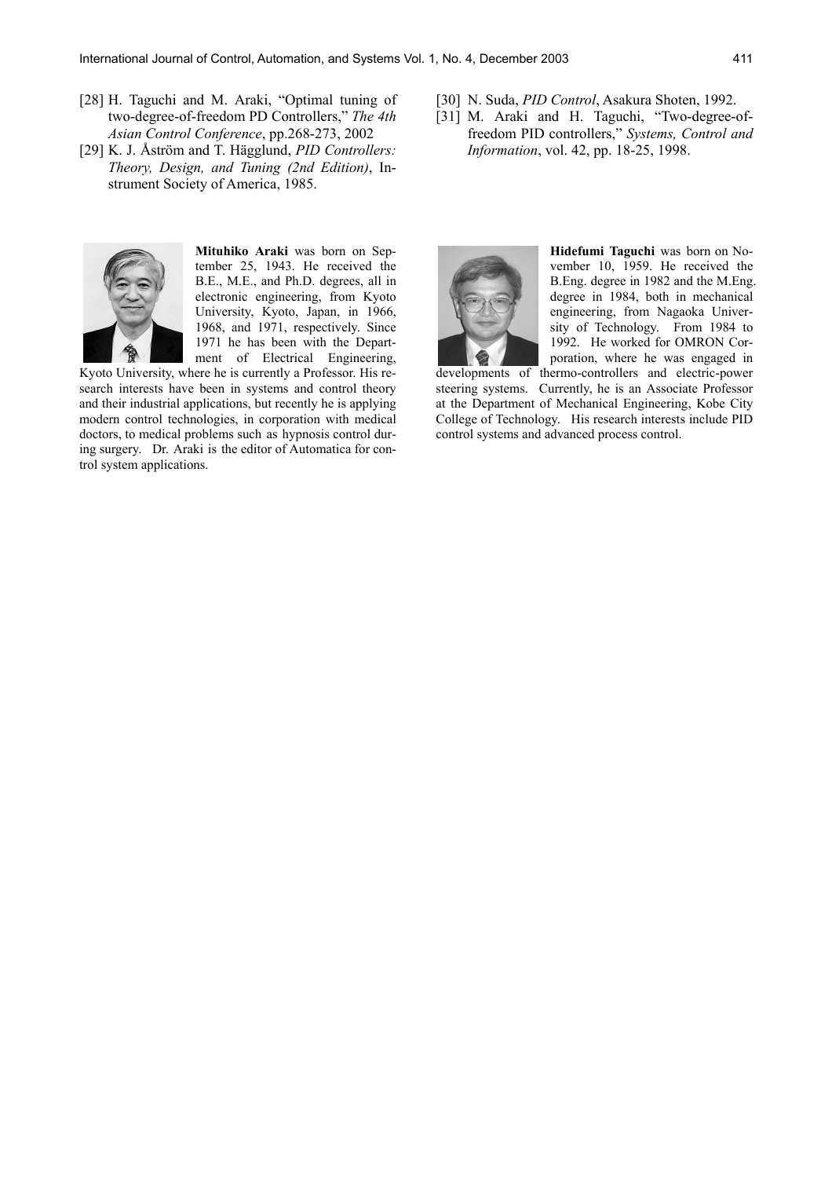[28] H. Taguchi and M. Araki, "Optimal tuning of two-degree-of-freedom PD Controllers," *The 4th Asian Control Conference*, pp.268-273, 2002

[29] K. J. Åström and T. Hägglund, *PID Controllers: Theory, Design, and Tuning (2nd Edition)*, Instrument Society of America, 1985.

[30] N. Suda, *PID Control*, Asakura Shoten, 1992.

[31] M. Araki and H. Taguchi, "Two-degree-of-freedom PID controllers," *Systems, Control and Information*, vol. 42, pp. 18-25, 1998.

**Mituhiko Araki** was born on September 25, 1943. He received the B.E., M.E., and Ph.D. degrees, all in electronic engineering, from Kyoto University, Kyoto, Japan, in 1966, 1968, and 1971, respectively. Since 1971 he has been with the Department of Electrical Engineering, Kyoto University, where he is currently a Professor. His research interests have been in systems and control theory and their industrial applications, but recently he is applying modern control technologies, in corporation with medical doctors, to medical problems such as hypnosis control during surgery. Dr. Araki is the editor of Automatica for control system applications.

**Hidefumi Taguchi** was born on November 10, 1959. He received the B.Eng. degree in 1982 and the M.Eng. degree in 1984, both in mechanical engineering, from Nagaoka University of Technology. From 1984 to 1992. He worked for OMRON Corporation, where he was engaged in developments of thermo-controllers and electric-power steering systems. Currently, he is an Associate Professor at the Department of Mechanical Engineering, Kobe City College of Technology. His research interests include PID control systems and advanced process control.